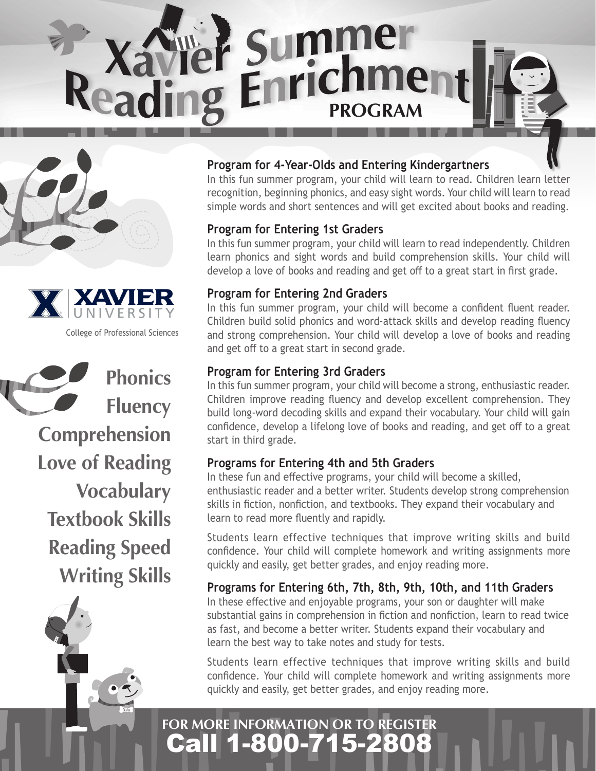# Xavier Summer Reading Enrichment PROGRAM

**XAVIER UNIVERSITY**

College of Professional Sciences

**Phonics**
**Fluency**
**Comprehension**
**Love of Reading**
**Vocabulary**
**Textbook Skills**
**Reading Speed**
**Writing Skills**

### Program for 4-Year-Olds and Entering Kindergartners

In this fun summer program, your child will learn to read. Children learn letter recognition, beginning phonics, and easy sight words. Your child will learn to read simple words and short sentences and will get excited about books and reading.

### Program for Entering 1st Graders

In this fun summer program, your child will learn to read independently. Children learn phonics and sight words and build comprehension skills. Your child will develop a love of books and reading and get off to a great start in first grade.

### Program for Entering 2nd Graders

In this fun summer program, your child will become a confident fluent reader. Children build solid phonics and word-attack skills and develop reading fluency and strong comprehension. Your child will develop a love of books and reading and get off to a great start in second grade.

### Program for Entering 3rd Graders

In this fun summer program, your child will become a strong, enthusiastic reader. Children improve reading fluency and develop excellent comprehension. They build long-word decoding skills and expand their vocabulary. Your child will gain confidence, develop a lifelong love of books and reading, and get off to a great start in third grade.

### Programs for Entering 4th and 5th Graders

In these fun and effective programs, your child will become a skilled, enthusiastic reader and a better writer. Students develop strong comprehension skills in fiction, nonfiction, and textbooks. They expand their vocabulary and learn to read more fluently and rapidly.

Students learn effective techniques that improve writing skills and build confidence. Your child will complete homework and writing assignments more quickly and easily, get better grades, and enjoy reading more.

### Programs for Entering 6th, 7th, 8th, 9th, 10th, and 11th Graders

In these effective and enjoyable programs, your son or daughter will make substantial gains in comprehension in fiction and nonfiction, learn to read twice as fast, and become a better writer. Students expand their vocabulary and learn the best way to take notes and study for tests.

Students learn effective techniques that improve writing skills and build confidence. Your child will complete homework and writing assignments more quickly and easily, get better grades, and enjoy reading more.

**FOR MORE INFORMATION OR TO REGISTER**

**Call 1-800-715-2808**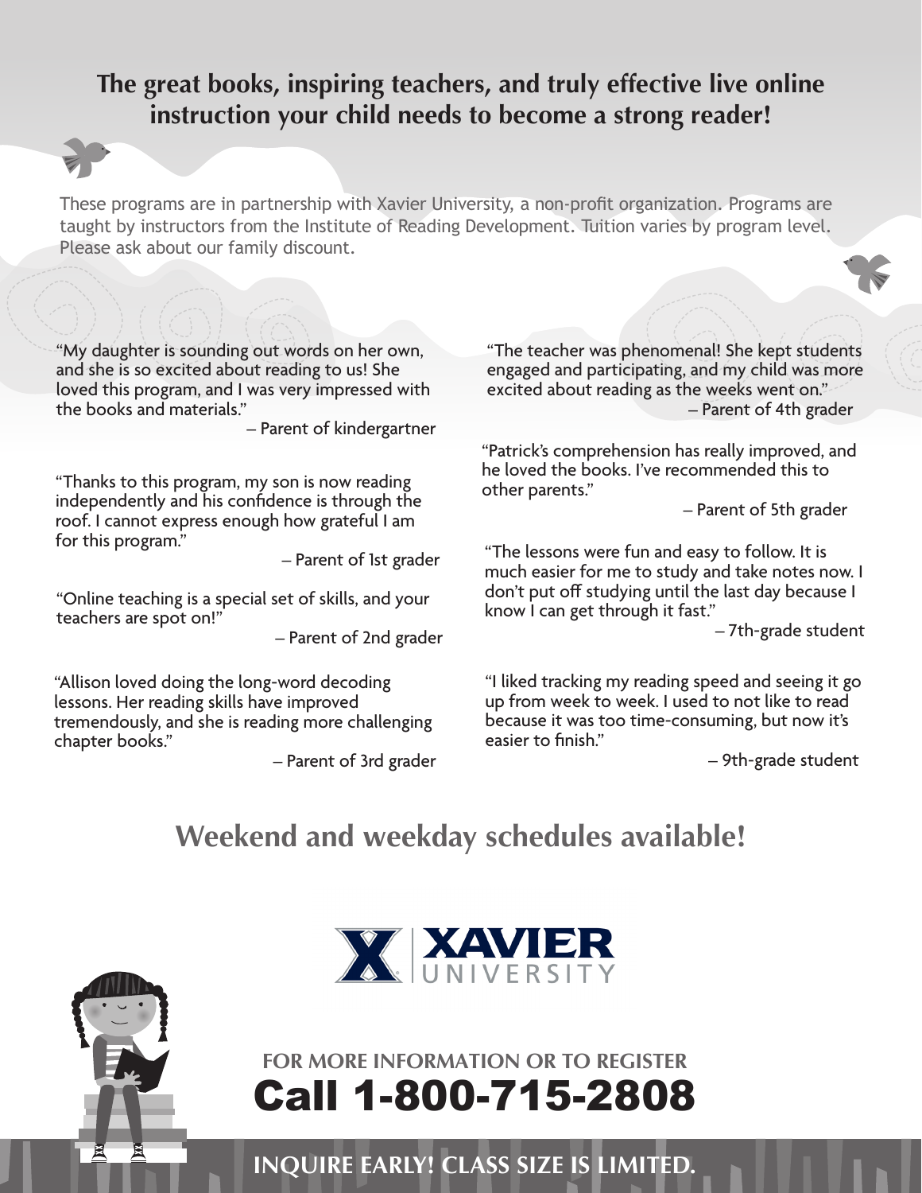## The great books, inspiring teachers, and truly effective live online instruction your child needs to become a strong reader!

These programs are in partnership with Xavier University, a non-profit organization. Programs are taught by instructors from the Institute of Reading Development. Tuition varies by program level. Please ask about our family discount.

"My daughter is sounding out words on her own, and she is so excited about reading to us! She loved this program, and I was very impressed with the books and materials."

– Parent of kindergartner

"Thanks to this program, my son is now reading independently and his confidence is through the roof. I cannot express enough how grateful I am for this program."

– Parent of 1st grader

"Online teaching is a special set of skills, and your teachers are spot on!"

– Parent of 2nd grader

"Allison loved doing the long-word decoding lessons. Her reading skills have improved tremendously, and she is reading more challenging chapter books."

– Parent of 3rd grader

"The teacher was phenomenal! She kept students engaged and participating, and my child was more excited about reading as the weeks went on."

– Parent of 4th grader

"Patrick's comprehension has really improved, and he loved the books. I've recommended this to other parents."

– Parent of 5th grader

"The lessons were fun and easy to follow. It is much easier for me to study and take notes now. I don't put off studying until the last day because I know I can get through it fast."

– 7th-grade student

"I liked tracking my reading speed and seeing it go up from week to week. I used to not like to read because it was too time-consuming, but now it's easier to finish."

– 9th-grade student

## Weekend and weekday schedules available!

XAVIER UNIVERSITY

**FOR MORE INFORMATION OR TO REGISTER**

# Call 1-800-715-2808

**INQUIRE EARLY! CLASS SIZE IS LIMITED.**